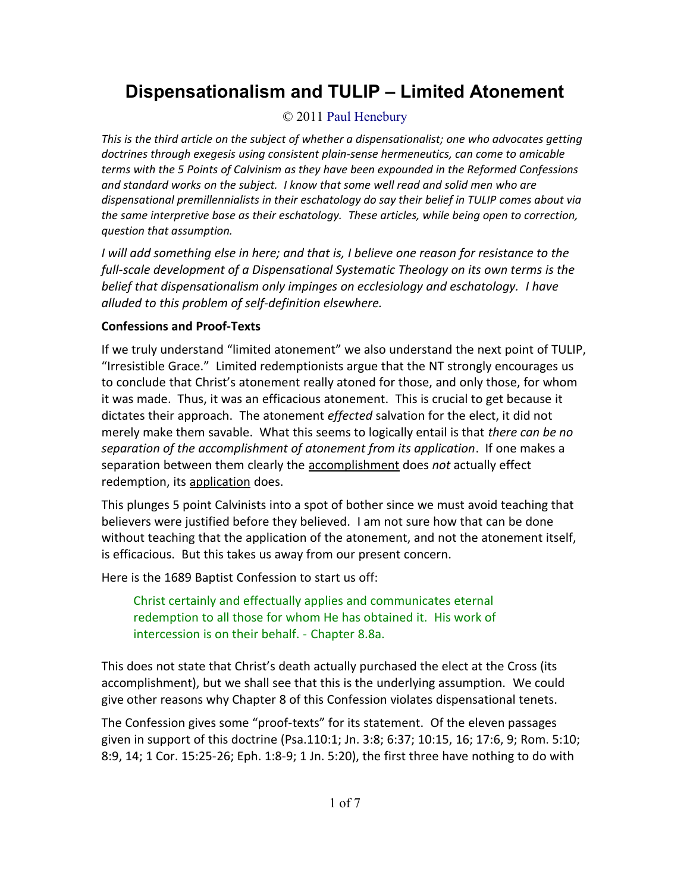# Dispensationalism and TULIP – Limited Atonement

© 2011 Paul Henebury

*This is the third article on the subject of whether a dispensationalist; one who advocates getting doctrines through exegesis using consistent plain-sense hermeneutics, can come to amicable terms with the 5 Points of Calvinism as they have been expounded in the Reformed Confessions and standard works on the subject. I know that some well read and solid men who are dispensational premillennialists in their eschatology do say their belief in TULIP comes about via the same interpretive base as their eschatology. These articles, while being open to correction, question that assumption.*

*I will add something else in here; and that is, I believe one reason for resistance to the full-scale development of a Dispensational Systematic Theology on its own terms is the belief that dispensationalism only impinges on ecclesiology and eschatology. I have alluded to this problem of self-definition elsewhere.*

**Confessions and Proof-Texts**

If we truly understand "limited atonement" we also understand the next point of TULIP, "Irresistible Grace." Limited redemptionists argue that the NT strongly encourages us to conclude that Christ's atonement really atoned for those, and only those, for whom it was made. Thus, it was an efficacious atonement. This is crucial to get because it dictates their approach. The atonement *effected* salvation for the elect, it did not merely make them savable. What this seems to logically entail is that *there can be no separation of the accomplishment of atonement from its application*. If one makes a separation between them clearly the <u>accomplishment</u> does *not* actually effect redemption, its <u>application</u> does.

This plunges 5 point Calvinists into a spot of bother since we must avoid teaching that believers were justified before they believed. I am not sure how that can be done without teaching that the application of the atonement, and not the atonement itself, is efficacious. But this takes us away from our present concern.

Here is the 1689 Baptist Confession to start us off:

> Christ certainly and effectually applies and communicates eternal redemption to all those for whom He has obtained it. His work of intercession is on their behalf. - Chapter 8.8a.

This does not state that Christ's death actually purchased the elect at the Cross (its accomplishment), but we shall see that this is the underlying assumption. We could give other reasons why Chapter 8 of this Confession violates dispensational tenets.

The Confession gives some "proof-texts" for its statement. Of the eleven passages given in support of this doctrine (Psa.110:1; Jn. 3:8; 6:37; 10:15, 16; 17:6, 9; Rom. 5:10; 8:9, 14; 1 Cor. 15:25-26; Eph. 1:8-9; 1 Jn. 5:20), the first three have nothing to do with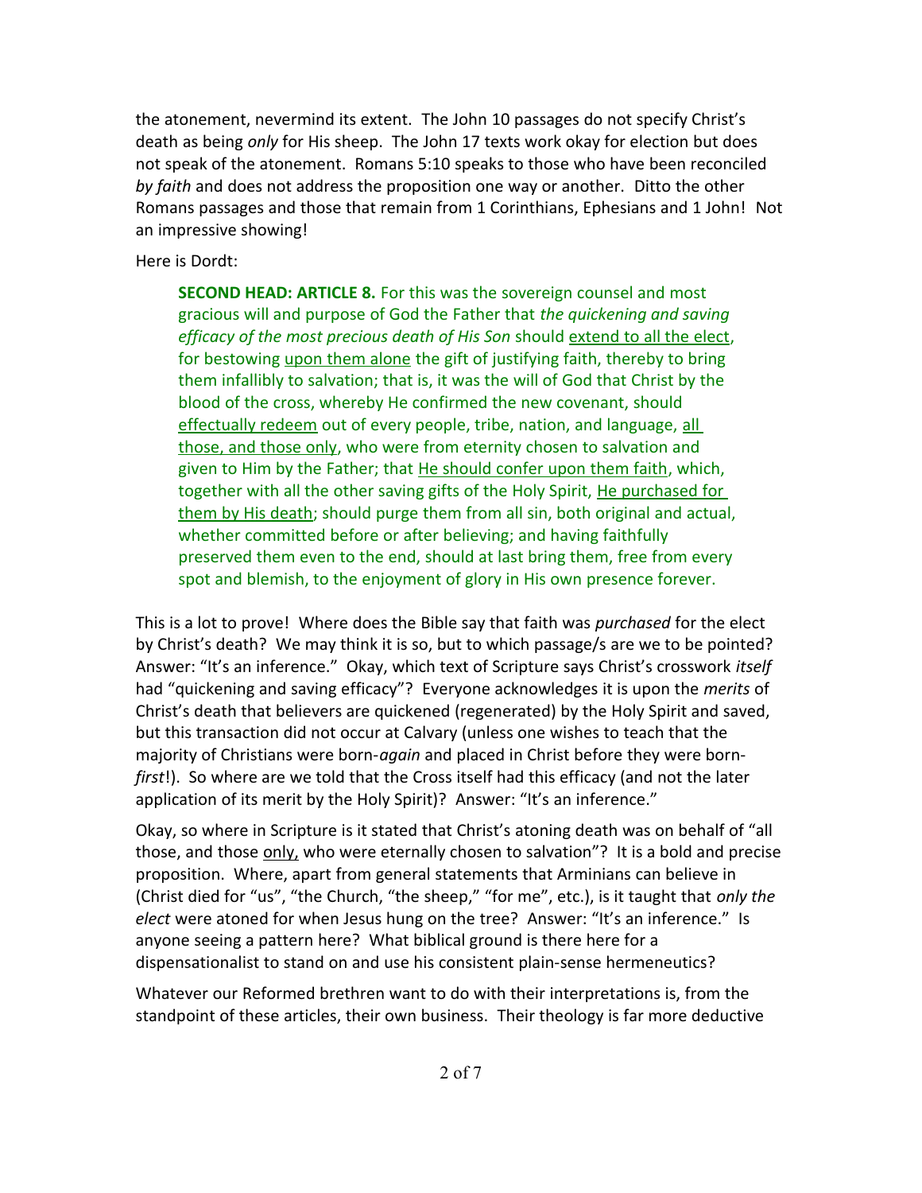the atonement, nevermind its extent. The John 10 passages do not specify Christ's death as being *only* for His sheep. The John 17 texts work okay for election but does not speak of the atonement. Romans 5:10 speaks to those who have been reconciled *by faith* and does not address the proposition one way or another. Ditto the other Romans passages and those that remain from 1 Corinthians, Ephesians and 1 John! Not an impressive showing!

Here is Dordt:

> **SECOND HEAD: ARTICLE 8.** For this was the sovereign counsel and most gracious will and purpose of God the Father that *the quickening and saving efficacy of the most precious death of His Son* should <u>extend to all the elect</u>, for bestowing <u>upon them alone</u> the gift of justifying faith, thereby to bring them infallibly to salvation; that is, it was the will of God that Christ by the blood of the cross, whereby He confirmed the new covenant, should <u>effectually redeem</u> out of every people, tribe, nation, and language, <u>all those, and those only</u>, who were from eternity chosen to salvation and given to Him by the Father; that <u>He should confer upon them faith</u>, which, together with all the other saving gifts of the Holy Spirit, <u>He purchased for them by His death</u>; should purge them from all sin, both original and actual, whether committed before or after believing; and having faithfully preserved them even to the end, should at last bring them, free from every spot and blemish, to the enjoyment of glory in His own presence forever.

This is a lot to prove! Where does the Bible say that faith was *purchased* for the elect by Christ's death? We may think it is so, but to which passage/s are we to be pointed? Answer: "It's an inference." Okay, which text of Scripture says Christ's crosswork *itself* had "quickening and saving efficacy"? Everyone acknowledges it is upon the *merits* of Christ's death that believers are quickened (regenerated) by the Holy Spirit and saved, but this transaction did not occur at Calvary (unless one wishes to teach that the majority of Christians were born-*again* and placed in Christ before they were born-*first*!). So where are we told that the Cross itself had this efficacy (and not the later application of its merit by the Holy Spirit)? Answer: "It's an inference."

Okay, so where in Scripture is it stated that Christ's atoning death was on behalf of "all those, and those <u>only,</u> who were eternally chosen to salvation"? It is a bold and precise proposition. Where, apart from general statements that Arminians can believe in (Christ died for "us", "the Church, "the sheep," "for me", etc.), is it taught that *only the elect* were atoned for when Jesus hung on the tree? Answer: "It's an inference." Is anyone seeing a pattern here? What biblical ground is there here for a dispensationalist to stand on and use his consistent plain-sense hermeneutics?

Whatever our Reformed brethren want to do with their interpretations is, from the standpoint of these articles, their own business. Their theology is far more deductive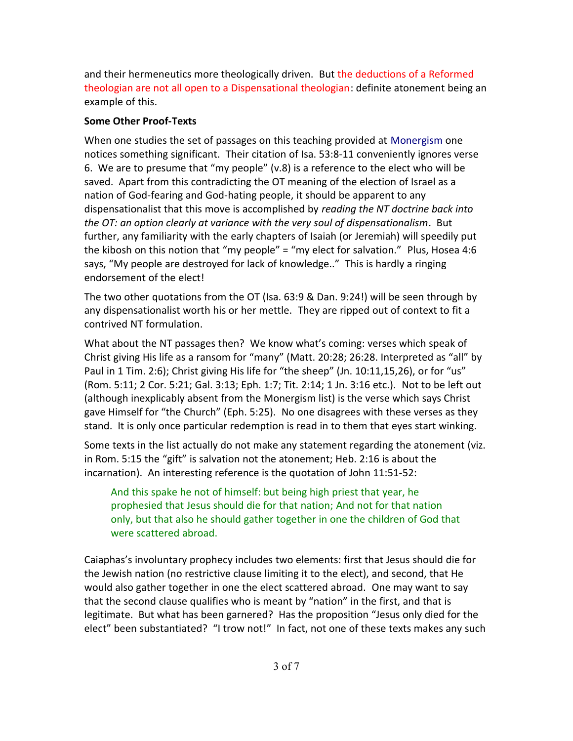and their hermeneutics more theologically driven. But the deductions of a Reformed theologian are not all open to a Dispensational theologian: definite atonement being an example of this.

**Some Other Proof-Texts**

When one studies the set of passages on this teaching provided at Monergism one notices something significant. Their citation of Isa. 53:8-11 conveniently ignores verse 6. We are to presume that "my people" (v.8) is a reference to the elect who will be saved. Apart from this contradicting the OT meaning of the election of Israel as a nation of God-fearing and God-hating people, it should be apparent to any dispensationalist that this move is accomplished by *reading the NT doctrine back into the OT: an option clearly at variance with the very soul of dispensationalism*. But further, any familiarity with the early chapters of Isaiah (or Jeremiah) will speedily put the kibosh on this notion that "my people" = "my elect for salvation." Plus, Hosea 4:6 says, "My people are destroyed for lack of knowledge.." This is hardly a ringing endorsement of the elect!

The two other quotations from the OT (Isa. 63:9 & Dan. 9:24!) will be seen through by any dispensationalist worth his or her mettle. They are ripped out of context to fit a contrived NT formulation.

What about the NT passages then? We know what's coming: verses which speak of Christ giving His life as a ransom for "many" (Matt. 20:28; 26:28. Interpreted as "all" by Paul in 1 Tim. 2:6); Christ giving His life for "the sheep" (Jn. 10:11,15,26), or for "us" (Rom. 5:11; 2 Cor. 5:21; Gal. 3:13; Eph. 1:7; Tit. 2:14; 1 Jn. 3:16 etc.). Not to be left out (although inexplicably absent from the Monergism list) is the verse which says Christ gave Himself for "the Church" (Eph. 5:25). No one disagrees with these verses as they stand. It is only once particular redemption is read in to them that eyes start winking.

Some texts in the list actually do not make any statement regarding the atonement (viz. in Rom. 5:15 the "gift" is salvation not the atonement; Heb. 2:16 is about the incarnation). An interesting reference is the quotation of John 11:51-52:

> And this spake he not of himself: but being high priest that year, he prophesied that Jesus should die for that nation; And not for that nation only, but that also he should gather together in one the children of God that were scattered abroad.

Caiaphas's involuntary prophecy includes two elements: first that Jesus should die for the Jewish nation (no restrictive clause limiting it to the elect), and second, that He would also gather together in one the elect scattered abroad. One may want to say that the second clause qualifies who is meant by "nation" in the first, and that is legitimate. But what has been garnered? Has the proposition "Jesus only died for the elect" been substantiated? "I trow not!" In fact, not one of these texts makes any such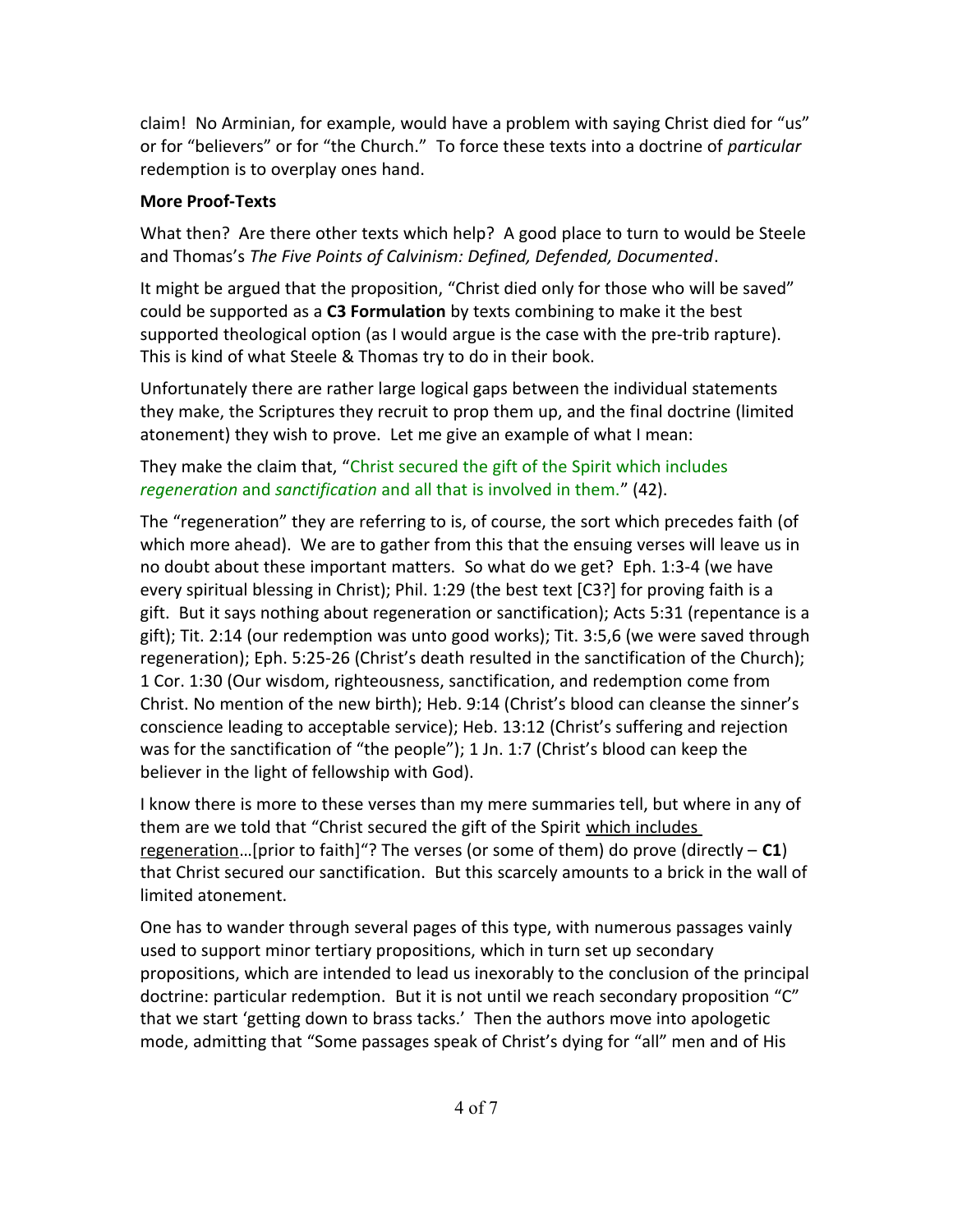claim! No Arminian, for example, would have a problem with saying Christ died for "us" or for "believers" or for "the Church." To force these texts into a doctrine of *particular* redemption is to overplay ones hand.

**More Proof-Texts**

What then? Are there other texts which help? A good place to turn to would be Steele and Thomas's *The Five Points of Calvinism: Defined, Defended, Documented*.

It might be argued that the proposition, "Christ died only for those who will be saved" could be supported as a **C3 Formulation** by texts combining to make it the best supported theological option (as I would argue is the case with the pre-trib rapture). This is kind of what Steele & Thomas try to do in their book.

Unfortunately there are rather large logical gaps between the individual statements they make, the Scriptures they recruit to prop them up, and the final doctrine (limited atonement) they wish to prove. Let me give an example of what I mean:

They make the claim that, "Christ secured the gift of the Spirit which includes *regeneration* and *sanctification* and all that is involved in them." (42).

The "regeneration" they are referring to is, of course, the sort which precedes faith (of which more ahead). We are to gather from this that the ensuing verses will leave us in no doubt about these important matters. So what do we get? Eph. 1:3-4 (we have every spiritual blessing in Christ); Phil. 1:29 (the best text [C3?] for proving faith is a gift. But it says nothing about regeneration or sanctification); Acts 5:31 (repentance is a gift); Tit. 2:14 (our redemption was unto good works); Tit. 3:5,6 (we were saved through regeneration); Eph. 5:25-26 (Christ's death resulted in the sanctification of the Church); 1 Cor. 1:30 (Our wisdom, righteousness, sanctification, and redemption come from Christ. No mention of the new birth); Heb. 9:14 (Christ's blood can cleanse the sinner's conscience leading to acceptable service); Heb. 13:12 (Christ's suffering and rejection was for the sanctification of "the people"); 1 Jn. 1:7 (Christ's blood can keep the believer in the light of fellowship with God).

I know there is more to these verses than my mere summaries tell, but where in any of them are we told that "Christ secured the gift of the Spirit which includes regeneration…[prior to faith]"? The verses (or some of them) do prove (directly – **C1**) that Christ secured our sanctification. But this scarcely amounts to a brick in the wall of limited atonement.

One has to wander through several pages of this type, with numerous passages vainly used to support minor tertiary propositions, which in turn set up secondary propositions, which are intended to lead us inexorably to the conclusion of the principal doctrine: particular redemption. But it is not until we reach secondary proposition "C" that we start 'getting down to brass tacks.' Then the authors move into apologetic mode, admitting that "Some passages speak of Christ's dying for "all" men and of His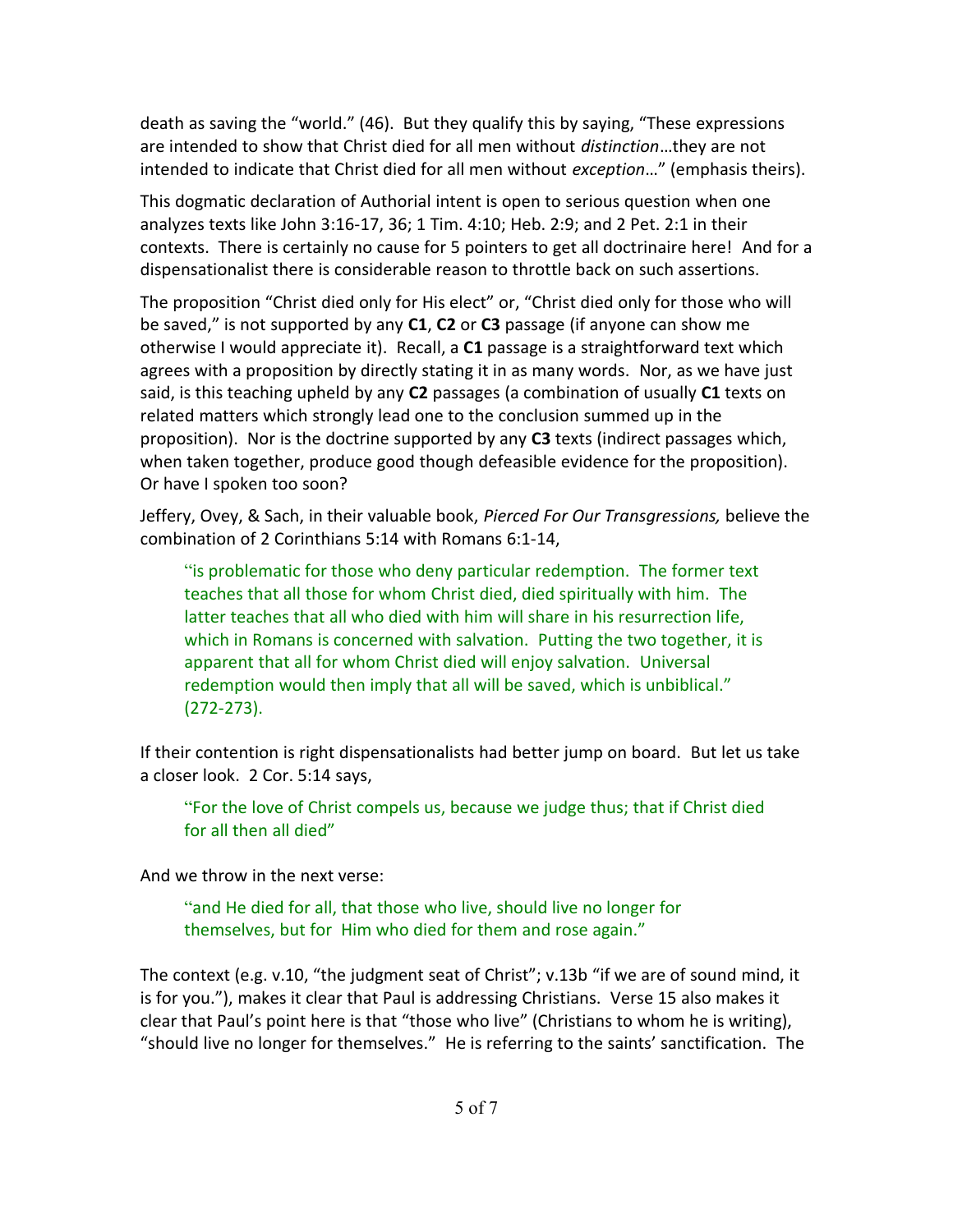death as saving the "world." (46). But they qualify this by saying, "These expressions are intended to show that Christ died for all men without *distinction*…they are not intended to indicate that Christ died for all men without *exception*…" (emphasis theirs).

This dogmatic declaration of Authorial intent is open to serious question when one analyzes texts like John 3:16-17, 36; 1 Tim. 4:10; Heb. 2:9; and 2 Pet. 2:1 in their contexts. There is certainly no cause for 5 pointers to get all doctrinaire here! And for a dispensationalist there is considerable reason to throttle back on such assertions.

The proposition "Christ died only for His elect" or, "Christ died only for those who will be saved," is not supported by any **C1**, **C2** or **C3** passage (if anyone can show me otherwise I would appreciate it). Recall, a **C1** passage is a straightforward text which agrees with a proposition by directly stating it in as many words. Nor, as we have just said, is this teaching upheld by any **C2** passages (a combination of usually **C1** texts on related matters which strongly lead one to the conclusion summed up in the proposition). Nor is the doctrine supported by any **C3** texts (indirect passages which, when taken together, produce good though defeasible evidence for the proposition). Or have I spoken too soon?

Jeffery, Ovey, & Sach, in their valuable book, *Pierced For Our Transgressions,* believe the combination of 2 Corinthians 5:14 with Romans 6:1-14,

> "is problematic for those who deny particular redemption. The former text teaches that all those for whom Christ died, died spiritually with him. The latter teaches that all who died with him will share in his resurrection life, which in Romans is concerned with salvation. Putting the two together, it is apparent that all for whom Christ died will enjoy salvation. Universal redemption would then imply that all will be saved, which is unbiblical." (272-273).

If their contention is right dispensationalists had better jump on board. But let us take a closer look. 2 Cor. 5:14 says,

> "For the love of Christ compels us, because we judge thus; that if Christ died for all then all died"

And we throw in the next verse:

> "and He died for all, that those who live, should live no longer for themselves, but for Him who died for them and rose again."

The context (e.g. v.10, "the judgment seat of Christ"; v.13b "if we are of sound mind, it is for you."), makes it clear that Paul is addressing Christians. Verse 15 also makes it clear that Paul's point here is that "those who live" (Christians to whom he is writing), "should live no longer for themselves." He is referring to the saints' sanctification. The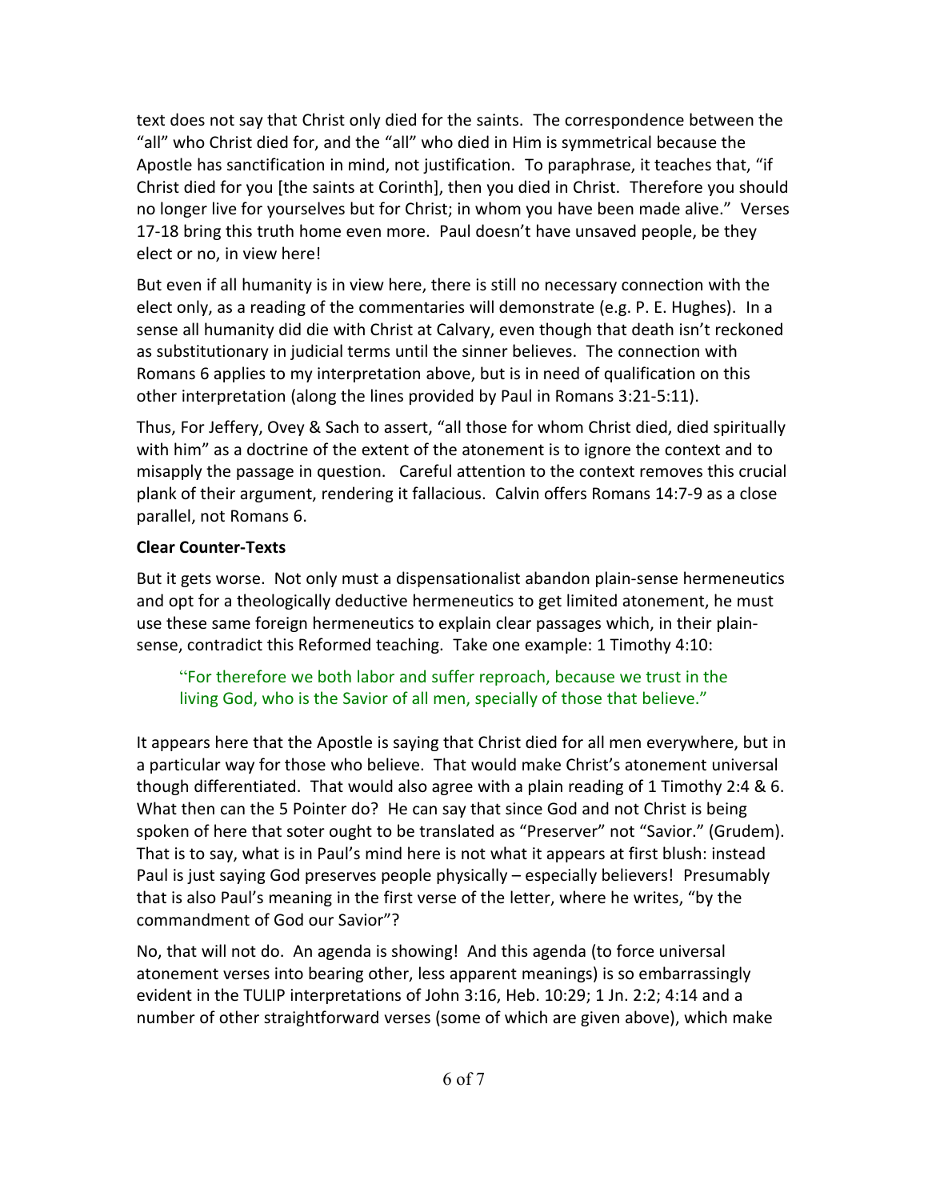text does not say that Christ only died for the saints. The correspondence between the "all" who Christ died for, and the "all" who died in Him is symmetrical because the Apostle has sanctification in mind, not justification. To paraphrase, it teaches that, "if Christ died for you [the saints at Corinth], then you died in Christ. Therefore you should no longer live for yourselves but for Christ; in whom you have been made alive." Verses 17-18 bring this truth home even more. Paul doesn't have unsaved people, be they elect or no, in view here!

But even if all humanity is in view here, there is still no necessary connection with the elect only, as a reading of the commentaries will demonstrate (e.g. P. E. Hughes). In a sense all humanity did die with Christ at Calvary, even though that death isn't reckoned as substitutionary in judicial terms until the sinner believes. The connection with Romans 6 applies to my interpretation above, but is in need of qualification on this other interpretation (along the lines provided by Paul in Romans 3:21-5:11).

Thus, For Jeffery, Ovey & Sach to assert, "all those for whom Christ died, died spiritually with him" as a doctrine of the extent of the atonement is to ignore the context and to misapply the passage in question. Careful attention to the context removes this crucial plank of their argument, rendering it fallacious. Calvin offers Romans 14:7-9 as a close parallel, not Romans 6.

**Clear Counter-Texts**

But it gets worse. Not only must a dispensationalist abandon plain-sense hermeneutics and opt for a theologically deductive hermeneutics to get limited atonement, he must use these same foreign hermeneutics to explain clear passages which, in their plain-sense, contradict this Reformed teaching. Take one example: 1 Timothy 4:10:

> "For therefore we both labor and suffer reproach, because we trust in the living God, who is the Savior of all men, specially of those that believe."

It appears here that the Apostle is saying that Christ died for all men everywhere, but in a particular way for those who believe. That would make Christ's atonement universal though differentiated. That would also agree with a plain reading of 1 Timothy 2:4 & 6. What then can the 5 Pointer do? He can say that since God and not Christ is being spoken of here that soter ought to be translated as "Preserver" not "Savior." (Grudem). That is to say, what is in Paul's mind here is not what it appears at first blush: instead Paul is just saying God preserves people physically – especially believers! Presumably that is also Paul's meaning in the first verse of the letter, where he writes, "by the commandment of God our Savior"?

No, that will not do. An agenda is showing! And this agenda (to force universal atonement verses into bearing other, less apparent meanings) is so embarrassingly evident in the TULIP interpretations of John 3:16, Heb. 10:29; 1 Jn. 2:2; 4:14 and a number of other straightforward verses (some of which are given above), which make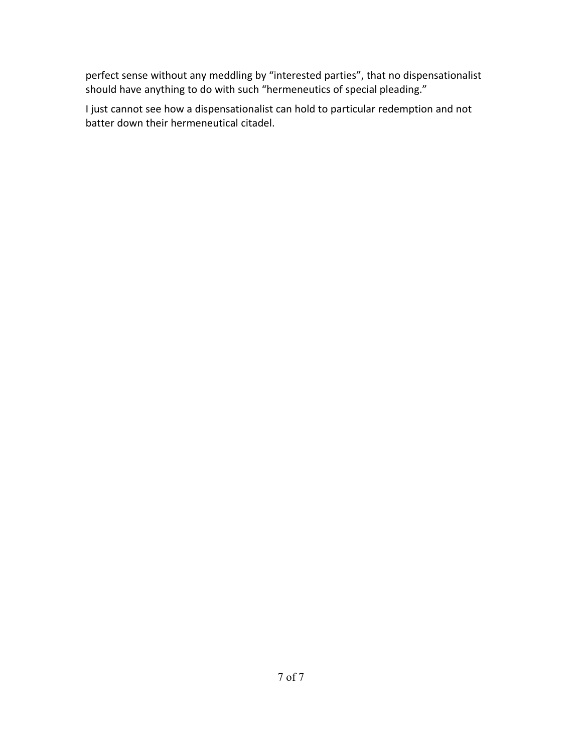perfect sense without any meddling by "interested parties", that no dispensationalist should have anything to do with such "hermeneutics of special pleading."

I just cannot see how a dispensationalist can hold to particular redemption and not batter down their hermeneutical citadel.